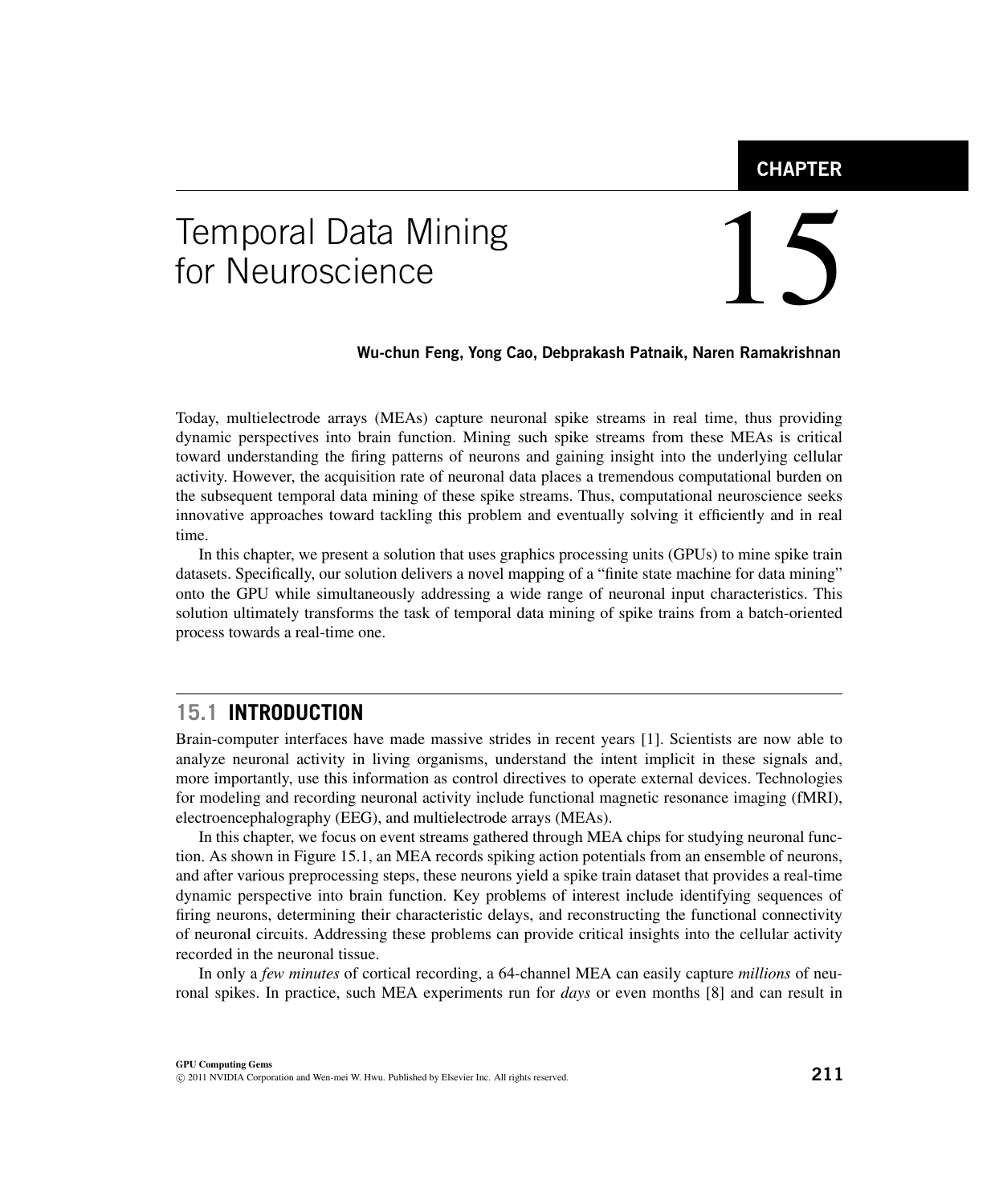CHAPTER

# 15 Temporal Data Mining for Neuroscience

**Wu-chun Feng, Yong Cao, Debprakash Patnaik, Naren Ramakrishnan**

Today, multielectrode arrays (MEAs) capture neuronal spike streams in real time, thus providing dynamic perspectives into brain function. Mining such spike streams from these MEAs is critical toward understanding the firing patterns of neurons and gaining insight into the underlying cellular activity. However, the acquisition rate of neuronal data places a tremendous computational burden on the subsequent temporal data mining of these spike streams. Thus, computational neuroscience seeks innovative approaches toward tackling this problem and eventually solving it efficiently and in real time.

In this chapter, we present a solution that uses graphics processing units (GPUs) to mine spike train datasets. Specifically, our solution delivers a novel mapping of a "finite state machine for data mining" onto the GPU while simultaneously addressing a wide range of neuronal input characteristics. This solution ultimately transforms the task of temporal data mining of spike trains from a batch-oriented process towards a real-time one.

## 15.1 INTRODUCTION

Brain-computer interfaces have made massive strides in recent years [1]. Scientists are now able to analyze neuronal activity in living organisms, understand the intent implicit in these signals and, more importantly, use this information as control directives to operate external devices. Technologies for modeling and recording neuronal activity include functional magnetic resonance imaging (fMRI), electroencephalography (EEG), and multielectrode arrays (MEAs).

In this chapter, we focus on event streams gathered through MEA chips for studying neuronal function. As shown in Figure 15.1, an MEA records spiking action potentials from an ensemble of neurons, and after various preprocessing steps, these neurons yield a spike train dataset that provides a real-time dynamic perspective into brain function. Key problems of interest include identifying sequences of firing neurons, determining their characteristic delays, and reconstructing the functional connectivity of neuronal circuits. Addressing these problems can provide critical insights into the cellular activity recorded in the neuronal tissue.

In only a *few minutes* of cortical recording, a 64-channel MEA can easily capture *millions* of neuronal spikes. In practice, such MEA experiments run for *days* or even months [8] and can result in

GPU Computing Gems
© 2011 NVIDIA Corporation and Wen-mei W. Hwu. Published by Elsevier Inc. All rights reserved.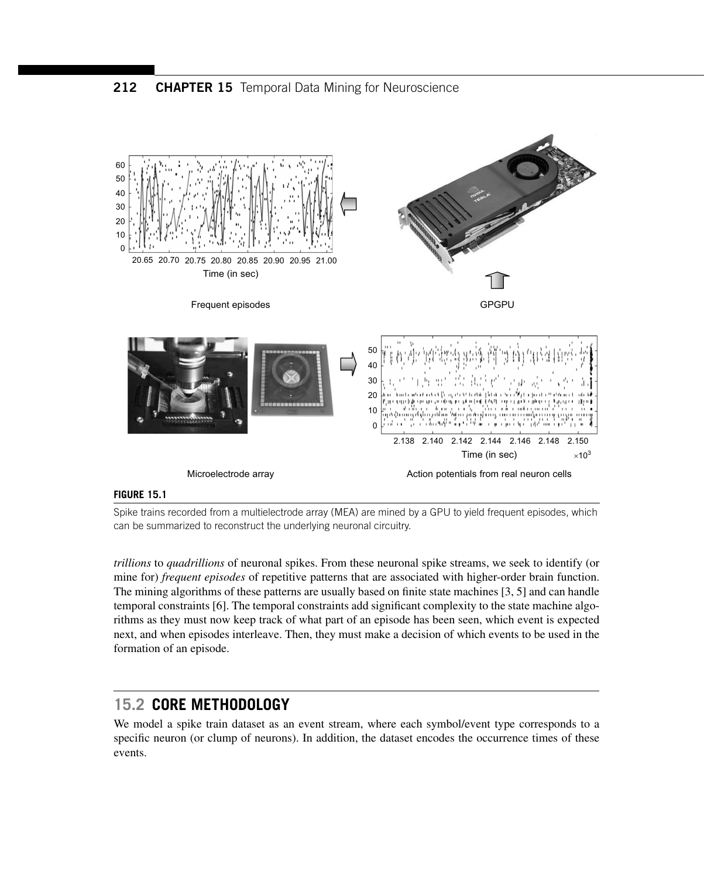**FIGURE 15.1**

Spike trains recorded from a multielectrode array (MEA) are mined by a GPU to yield frequent episodes, which can be summarized to reconstruct the underlying neuronal circuitry.

*trillions* to *quadrillions* of neuronal spikes. From these neuronal spike streams, we seek to identify (or mine for) *frequent episodes* of repetitive patterns that are associated with higher-order brain function. The mining algorithms of these patterns are usually based on finite state machines [3, 5] and can handle temporal constraints [6]. The temporal constraints add significant complexity to the state machine algorithms as they must now keep track of what part of an episode has been seen, which event is expected next, and when episodes interleave. Then, they must make a decision of which events to be used in the formation of an episode.

## 15.2 CORE METHODOLOGY

We model a spike train dataset as an event stream, where each symbol/event type corresponds to a specific neuron (or clump of neurons). In addition, the dataset encodes the occurrence times of these events.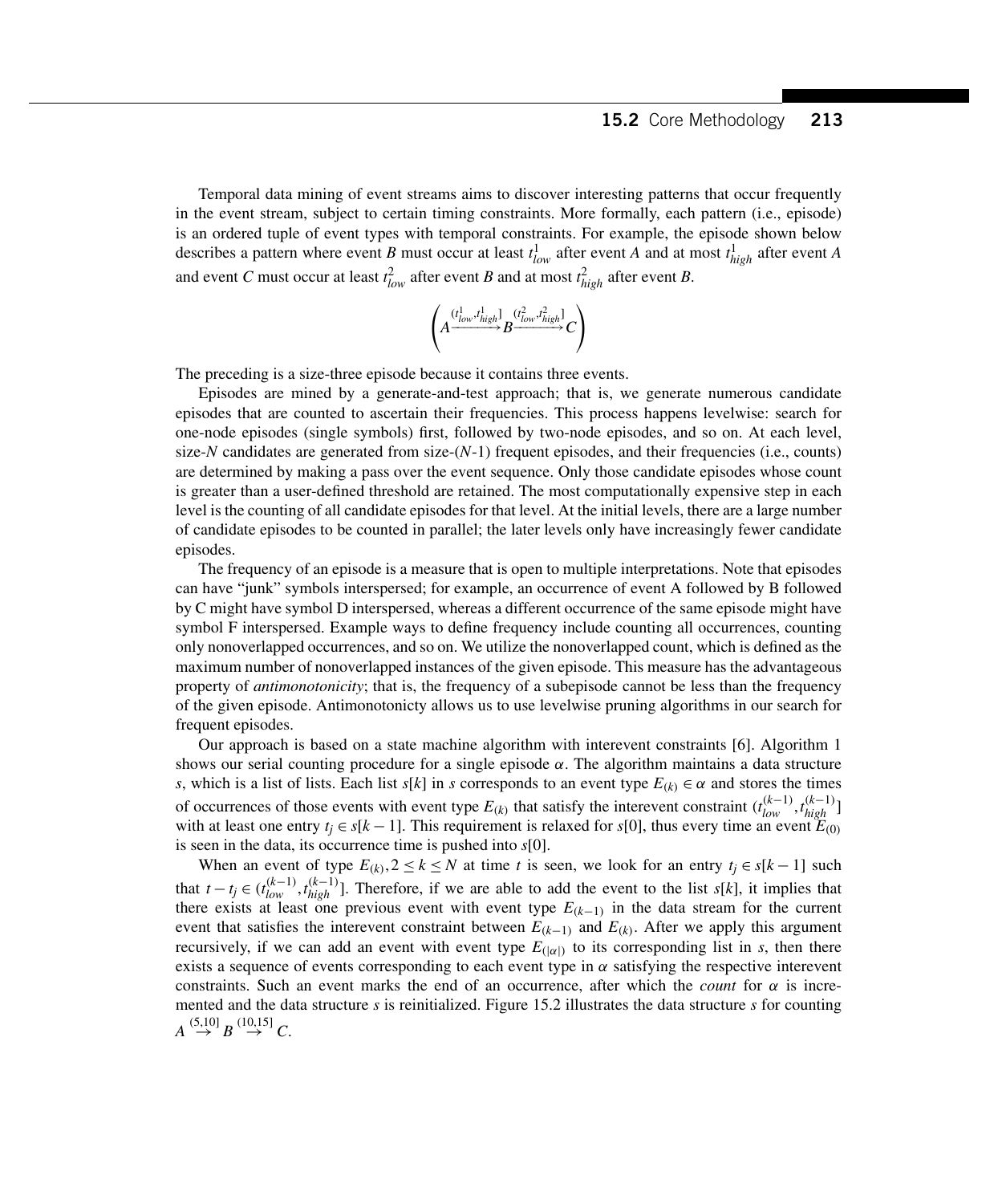Temporal data mining of event streams aims to discover interesting patterns that occur frequently in the event stream, subject to certain timing constraints. More formally, each pattern (i.e., episode) is an ordered tuple of event types with temporal constraints. For example, the episode shown below describes a pattern where event $B$ must occur at least $t^1_{low}$ after event $A$ and at most $t^1_{high}$ after event $A$ and event $C$ must occur at least $t^2_{low}$ after event $B$ and at most $t^2_{high}$ after event $B$.

$$\left( A \xrightarrow{(t^1_{low}, t^1_{high}]} B \xrightarrow{(t^2_{low}, t^2_{high}]} C \right)$$

The preceding is a size-three episode because it contains three events.

Episodes are mined by a generate-and-test approach; that is, we generate numerous candidate episodes that are counted to ascertain their frequencies. This process happens levelwise: search for one-node episodes (single symbols) first, followed by two-node episodes, and so on. At each level, size-$N$ candidates are generated from size-($N$-1) frequent episodes, and their frequencies (i.e., counts) are determined by making a pass over the event sequence. Only those candidate episodes whose count is greater than a user-defined threshold are retained. The most computationally expensive step in each level is the counting of all candidate episodes for that level. At the initial levels, there are a large number of candidate episodes to be counted in parallel; the later levels only have increasingly fewer candidate episodes.

The frequency of an episode is a measure that is open to multiple interpretations. Note that episodes can have "junk" symbols interspersed; for example, an occurrence of event A followed by B followed by C might have symbol D interspersed, whereas a different occurrence of the same episode might have symbol F interspersed. Example ways to define frequency include counting all occurrences, counting only nonoverlapped occurrences, and so on. We utilize the nonoverlapped count, which is defined as the maximum number of nonoverlapped instances of the given episode. This measure has the advantageous property of *antimonotonicity*; that is, the frequency of a subepisode cannot be less than the frequency of the given episode. Antimonotonicty allows us to use levelwise pruning algorithms in our search for frequent episodes.

Our approach is based on a state machine algorithm with interevent constraints [6]. Algorithm 1 shows our serial counting procedure for a single episode $\alpha$. The algorithm maintains a data structure $s$, which is a list of lists. Each list $s[k]$ in $s$ corresponds to an event type $E_{(k)} \in \alpha$ and stores the times of occurrences of those events with event type $E_{(k)}$ that satisfy the interevent constraint $(t^{(k-1)}_{low}, t^{(k-1)}_{high}]$ with at least one entry $t_j \in s[k-1]$. This requirement is relaxed for $s[0]$, thus every time an event $E_{(0)}$ is seen in the data, its occurrence time is pushed into $s[0]$.

When an event of type $E_{(k)}, 2 \leq k \leq N$ at time $t$ is seen, we look for an entry $t_j \in s[k-1]$ such that $t - t_j \in (t^{(k-1)}_{low}, t^{(k-1)}_{high}]$. Therefore, if we are able to add the event to the list $s[k]$, it implies that there exists at least one previous event with event type $E_{(k-1)}$ in the data stream for the current event that satisfies the interevent constraint between $E_{(k-1)}$ and $E_{(k)}$. After we apply this argument recursively, if we can add an event with event type $E_{(|\alpha|)}$ to its corresponding list in $s$, then there exists a sequence of events corresponding to each event type in $\alpha$ satisfying the respective interevent constraints. Such an event marks the end of an occurrence, after which the *count* for $\alpha$ is incremented and the data structure $s$ is reinitialized. Figure 15.2 illustrates the data structure $s$ for counting $A \overset{(5,10]}{\rightarrow} B \overset{(10,15]}{\rightarrow} C$.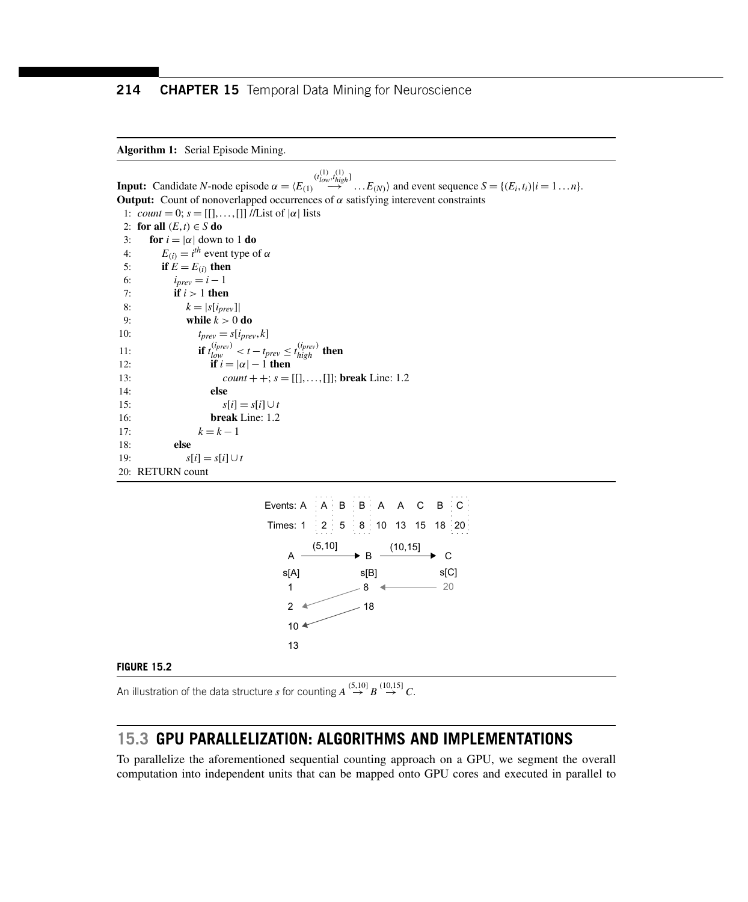**Algorithm 1:** Serial Episode Mining.

**Input:** Candidate $N$-node episode $\alpha = \langle E_{(1)} \overset{(t_{low}^{(1)}, t_{high}^{(1)}]}{\longrightarrow} \ldots E_{(N)} \rangle$ and event sequence $S = \{(E_i, t_i) | i = 1 \ldots n\}$.
**Output:** Count of nonoverlapped occurrences of $\alpha$ satisfying interevent constraints

```
1:  count = 0; s = [[],...,[]] //List of |α| lists
2:  for all (E,t) ∈ S do
3:      for i = |α| down to 1 do
4:          E_(i) = i^th event type of α
5:          if E = E_(i) then
6:              i_prev = i − 1
7:              if i > 1 then
8:                  k = |s[i_prev]|
9:                  while k > 0 do
10:                     t_prev = s[i_prev, k]
11:                     if t_low^(i_prev) < t − t_prev ≤ t_high^(i_prev) then
12:                         if i = |α| − 1 then
13:                             count++; s = [[],...,[]]; break Line: 1.2
14:                         else
15:                             s[i] = s[i] ∪ t
16:                         break Line: 1.2
17:                     k = k − 1
18:             else
19:                 s[i] = s[i] ∪ t
20: RETURN count
```

**FIGURE 15.2**

An illustration of the data structure $s$ for counting $A \overset{(5,10]}{\rightarrow} B \overset{(10,15]}{\rightarrow} C$.

## 15.3 GPU PARALLELIZATION: ALGORITHMS AND IMPLEMENTATIONS

To parallelize the aforementioned sequential counting approach on a GPU, we segment the overall computation into independent units that can be mapped onto GPU cores and executed in parallel to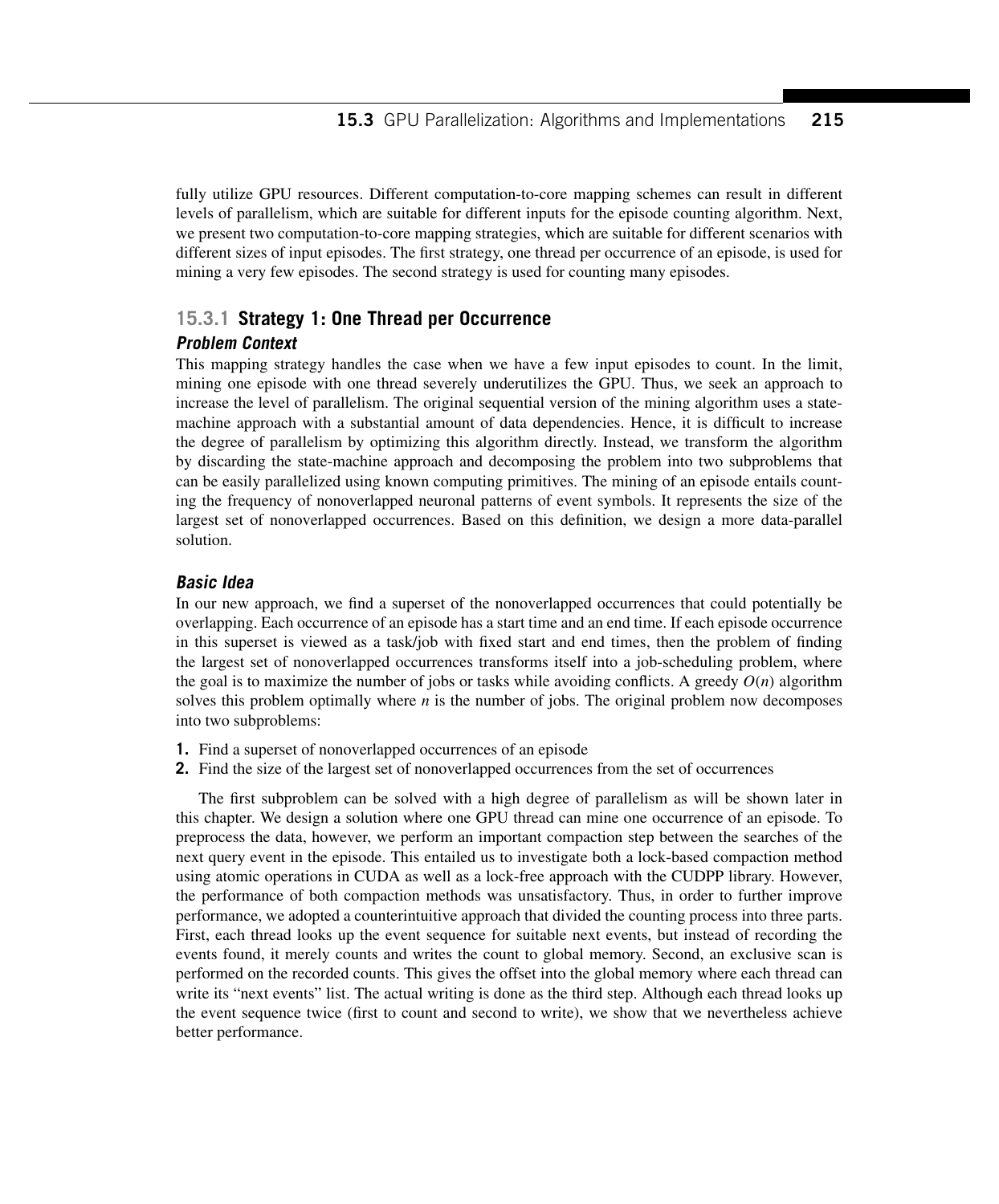fully utilize GPU resources. Different computation-to-core mapping schemes can result in different levels of parallelism, which are suitable for different inputs for the episode counting algorithm. Next, we present two computation-to-core mapping strategies, which are suitable for different scenarios with different sizes of input episodes. The first strategy, one thread per occurrence of an episode, is used for mining a very few episodes. The second strategy is used for counting many episodes.

## 15.3.1 Strategy 1: One Thread per Occurrence

### *Problem Context*

This mapping strategy handles the case when we have a few input episodes to count. In the limit, mining one episode with one thread severely underutilizes the GPU. Thus, we seek an approach to increase the level of parallelism. The original sequential version of the mining algorithm uses a state-machine approach with a substantial amount of data dependencies. Hence, it is difficult to increase the degree of parallelism by optimizing this algorithm directly. Instead, we transform the algorithm by discarding the state-machine approach and decomposing the problem into two subproblems that can be easily parallelized using known computing primitives. The mining of an episode entails counting the frequency of nonoverlapped neuronal patterns of event symbols. It represents the size of the largest set of nonoverlapped occurrences. Based on this definition, we design a more data-parallel solution.

### *Basic Idea*

In our new approach, we find a superset of the nonoverlapped occurrences that could potentially be overlapping. Each occurrence of an episode has a start time and an end time. If each episode occurrence in this superset is viewed as a task/job with fixed start and end times, then the problem of finding the largest set of nonoverlapped occurrences transforms itself into a job-scheduling problem, where the goal is to maximize the number of jobs or tasks while avoiding conflicts. A greedy $O(n)$ algorithm solves this problem optimally where $n$ is the number of jobs. The original problem now decomposes into two subproblems:

1. Find a superset of nonoverlapped occurrences of an episode
2. Find the size of the largest set of nonoverlapped occurrences from the set of occurrences

The first subproblem can be solved with a high degree of parallelism as will be shown later in this chapter. We design a solution where one GPU thread can mine one occurrence of an episode. To preprocess the data, however, we perform an important compaction step between the searches of the next query event in the episode. This entailed us to investigate both a lock-based compaction method using atomic operations in CUDA as well as a lock-free approach with the CUDPP library. However, the performance of both compaction methods was unsatisfactory. Thus, in order to further improve performance, we adopted a counterintuitive approach that divided the counting process into three parts. First, each thread looks up the event sequence for suitable next events, but instead of recording the events found, it merely counts and writes the count to global memory. Second, an exclusive scan is performed on the recorded counts. This gives the offset into the global memory where each thread can write its "next events" list. The actual writing is done as the third step. Although each thread looks up the event sequence twice (first to count and second to write), we show that we nevertheless achieve better performance.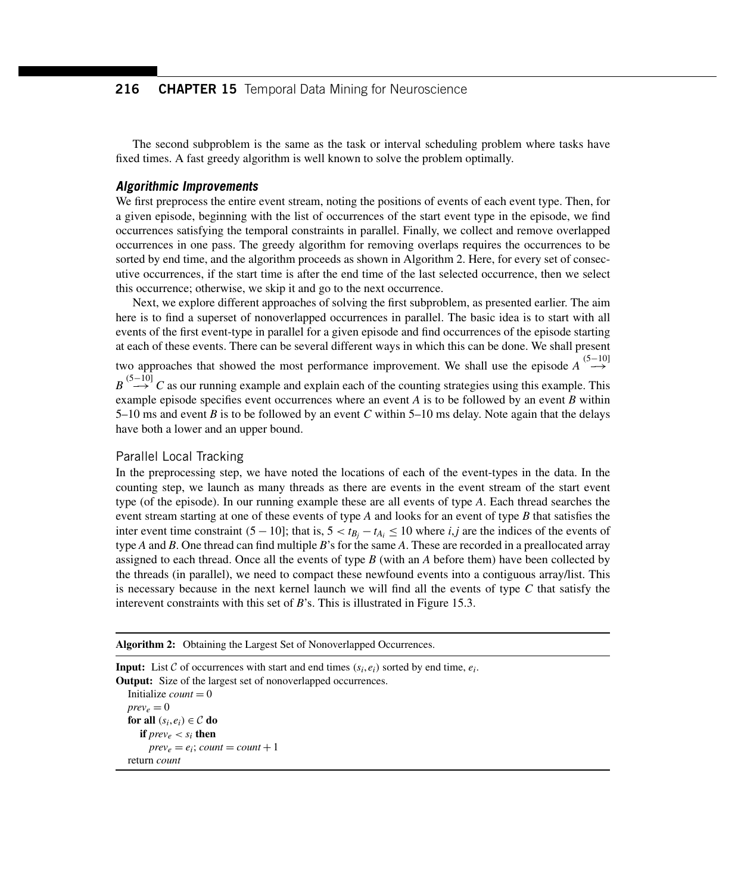The second subproblem is the same as the task or interval scheduling problem where tasks have fixed times. A fast greedy algorithm is well known to solve the problem optimally.

### *Algorithmic Improvements*

We first preprocess the entire event stream, noting the positions of events of each event type. Then, for a given episode, beginning with the list of occurrences of the start event type in the episode, we find occurrences satisfying the temporal constraints in parallel. Finally, we collect and remove overlapped occurrences in one pass. The greedy algorithm for removing overlaps requires the occurrences to be sorted by end time, and the algorithm proceeds as shown in Algorithm 2. Here, for every set of consecutive occurrences, if the start time is after the end time of the last selected occurrence, then we select this occurrence; otherwise, we skip it and go to the next occurrence.

Next, we explore different approaches of solving the first subproblem, as presented earlier. The aim here is to find a superset of nonoverlapped occurrences in parallel. The basic idea is to start with all events of the first event-type in parallel for a given episode and find occurrences of the episode starting at each of these events. There can be several different ways in which this can be done. We shall present two approaches that showed the most performance improvement. We shall use the episode $A \overset{(5-10]}{\longrightarrow} B \overset{(5-10]}{\longrightarrow} C$ as our running example and explain each of the counting strategies using this example. This example episode specifies event occurrences where an event $A$ is to be followed by an event $B$ within 5–10 ms and event $B$ is to be followed by an event $C$ within 5–10 ms delay. Note again that the delays have both a lower and an upper bound.

#### Parallel Local Tracking

In the preprocessing step, we have noted the locations of each of the event-types in the data. In the counting step, we launch as many threads as there are events in the event stream of the start event type (of the episode). In our running example these are all events of type $A$. Each thread searches the event stream starting at one of these events of type $A$ and looks for an event of type $B$ that satisfies the inter event time constraint $(5-10]$; that is, $5 < t_{B_j} - t_{A_i} \leq 10$ where $i, j$ are the indices of the events of type $A$ and $B$. One thread can find multiple $B$'s for the same $A$. These are recorded in a preallocated array assigned to each thread. Once all the events of type $B$ (with an $A$ before them) have been collected by the threads (in parallel), we need to compact these newfound events into a contiguous array/list. This is necessary because in the next kernel launch we will find all the events of type $C$ that satisfy the interevent constraints with this set of $B$'s. This is illustrated in Figure 15.3.

---

**Algorithm 2:** Obtaining the Largest Set of Nonoverlapped Occurrences.

**Input:** List $\mathcal{C}$ of occurrences with start and end times $(s_i, e_i)$ sorted by end time, $e_i$.
**Output:** Size of the largest set of nonoverlapped occurrences.

```
Initialize count = 0
prev_e = 0
for all (s_i, e_i) ∈ C do
    if prev_e < s_i then
        prev_e = e_i; count = count + 1
return count
```

---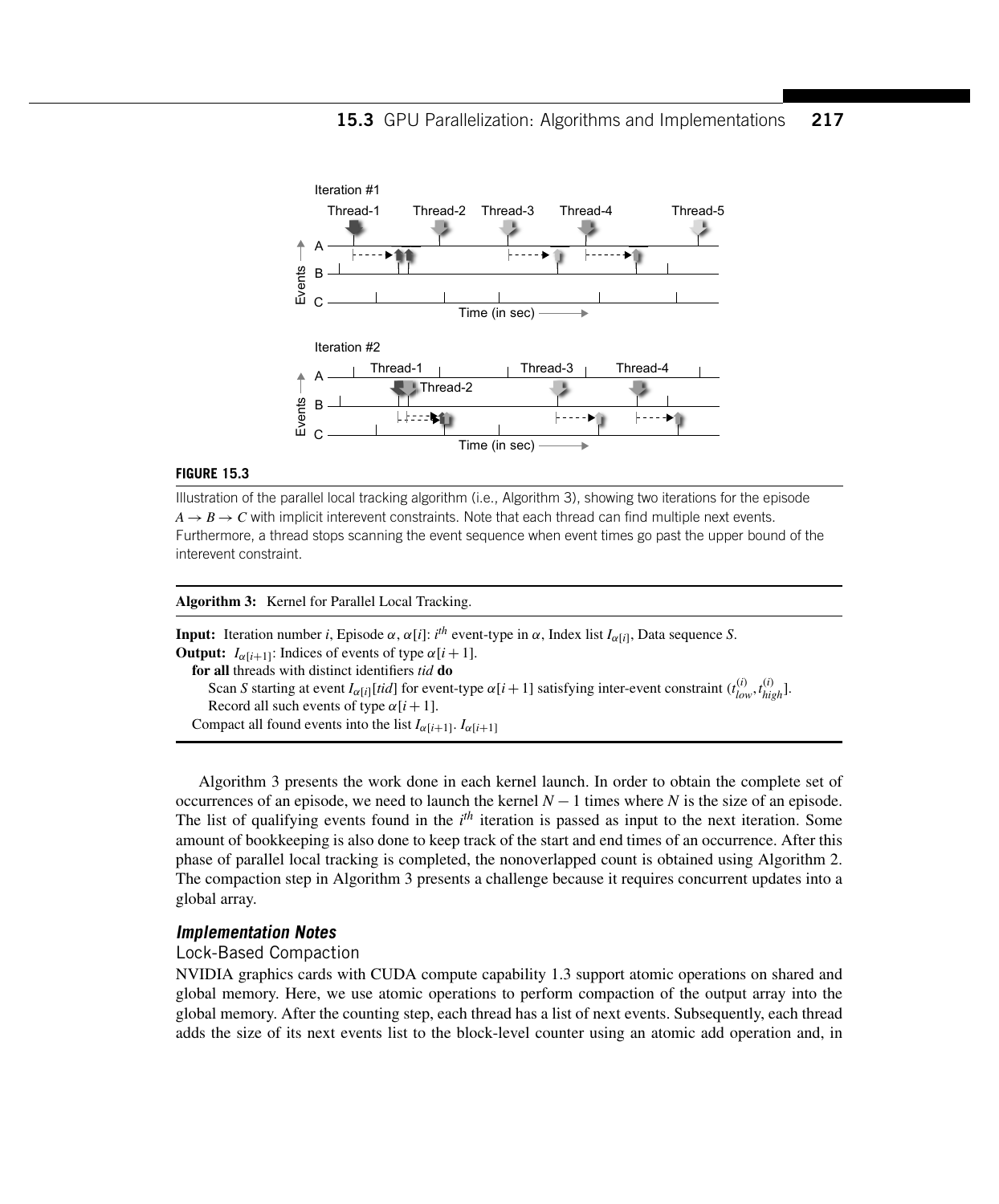**FIGURE 15.3**

Illustration of the parallel local tracking algorithm (i.e., Algorithm 3), showing two iterations for the episode $A \rightarrow B \rightarrow C$ with implicit interevent constraints. Note that each thread can find multiple next events. Furthermore, a thread stops scanning the event sequence when event times go past the upper bound of the interevent constraint.

---

**Algorithm 3:** Kernel for Parallel Local Tracking.

---

**Input:** Iteration number $i$, Episode $\alpha$, $\alpha[i]$: $i^{th}$ event-type in $\alpha$, Index list $I_{\alpha[i]}$, Data sequence $S$.
**Output:** $I_{\alpha[i+1]}$: Indices of events of type $\alpha[i+1]$.
  **for all** threads with distinct identifiers *tid* **do**
    Scan $S$ starting at event $I_{\alpha[i]}[tid]$ for event-type $\alpha[i+1]$ satisfying inter-event constraint $(t^{(i)}_{low}, t^{(i)}_{high}]$.
    Record all such events of type $\alpha[i+1]$.
  Compact all found events into the list $I_{\alpha[i+1]}$. $I_{\alpha[i+1]}$

---

Algorithm 3 presents the work done in each kernel launch. In order to obtain the complete set of occurrences of an episode, we need to launch the kernel $N-1$ times where $N$ is the size of an episode. The list of qualifying events found in the $i^{th}$ iteration is passed as input to the next iteration. Some amount of bookkeeping is also done to keep track of the start and end times of an occurrence. After this phase of parallel local tracking is completed, the nonoverlapped count is obtained using Algorithm 2. The compaction step in Algorithm 3 presents a challenge because it requires concurrent updates into a global array.

### *Implementation Notes*

#### Lock-Based Compaction

NVIDIA graphics cards with CUDA compute capability 1.3 support atomic operations on shared and global memory. Here, we use atomic operations to perform compaction of the output array into the global memory. After the counting step, each thread has a list of next events. Subsequently, each thread adds the size of its next events list to the block-level counter using an atomic add operation and, in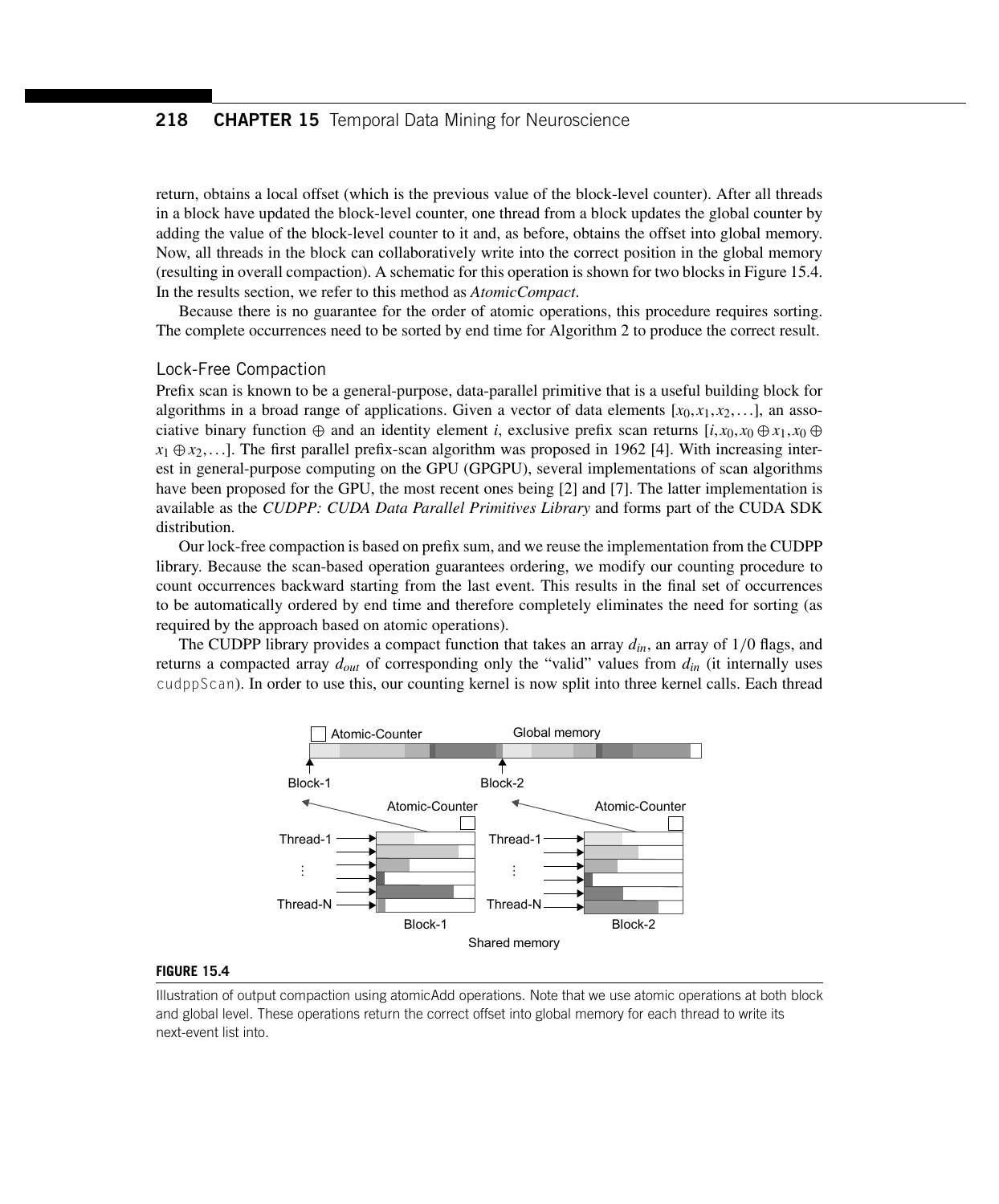return, obtains a local offset (which is the previous value of the block-level counter). After all threads in a block have updated the block-level counter, one thread from a block updates the global counter by adding the value of the block-level counter to it and, as before, obtains the offset into global memory. Now, all threads in the block can collaboratively write into the correct position in the global memory (resulting in overall compaction). A schematic for this operation is shown for two blocks in Figure 15.4. In the results section, we refer to this method as *AtomicCompact*.

Because there is no guarantee for the order of atomic operations, this procedure requires sorting. The complete occurrences need to be sorted by end time for Algorithm 2 to produce the correct result.

### Lock-Free Compaction

Prefix scan is known to be a general-purpose, data-parallel primitive that is a useful building block for algorithms in a broad range of applications. Given a vector of data elements $[x_0, x_1, x_2, \ldots]$, an associative binary function $\oplus$ and an identity element $i$, exclusive prefix scan returns $[i, x_0, x_0 \oplus x_1, x_0 \oplus x_1 \oplus x_2, \ldots]$. The first parallel prefix-scan algorithm was proposed in 1962 [4]. With increasing interest in general-purpose computing on the GPU (GPGPU), several implementations of scan algorithms have been proposed for the GPU, the most recent ones being [2] and [7]. The latter implementation is available as the *CUDPP: CUDA Data Parallel Primitives Library* and forms part of the CUDA SDK distribution.

Our lock-free compaction is based on prefix sum, and we reuse the implementation from the CUDPP library. Because the scan-based operation guarantees ordering, we modify our counting procedure to count occurrences backward starting from the last event. This results in the final set of occurrences to be automatically ordered by end time and therefore completely eliminates the need for sorting (as required by the approach based on atomic operations).

The CUDPP library provides a compact function that takes an array $d_{in}$, an array of 1/0 flags, and returns a compacted array $d_{out}$ of corresponding only the "valid" values from $d_{in}$ (it internally uses `cudppScan`). In order to use this, our counting kernel is now split into three kernel calls. Each thread

**FIGURE 15.4**

Illustration of output compaction using atomicAdd operations. Note that we use atomic operations at both block and global level. These operations return the correct offset into global memory for each thread to write its next-event list into.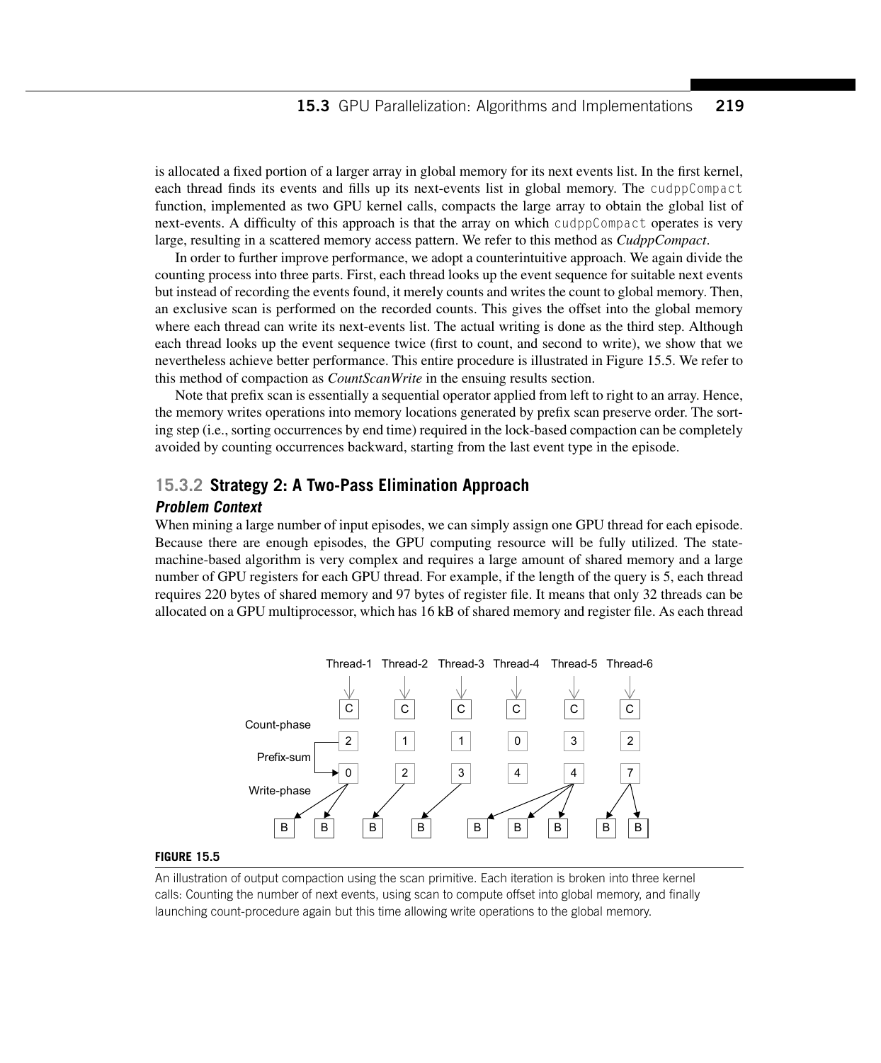is allocated a fixed portion of a larger array in global memory for its next events list. In the first kernel, each thread finds its events and fills up its next-events list in global memory. The `cudppCompact` function, implemented as two GPU kernel calls, compacts the large array to obtain the global list of next-events. A difficulty of this approach is that the array on which `cudppCompact` operates is very large, resulting in a scattered memory access pattern. We refer to this method as *CudppCompact*.

In order to further improve performance, we adopt a counterintuitive approach. We again divide the counting process into three parts. First, each thread looks up the event sequence for suitable next events but instead of recording the events found, it merely counts and writes the count to global memory. Then, an exclusive scan is performed on the recorded counts. This gives the offset into the global memory where each thread can write its next-events list. The actual writing is done as the third step. Although each thread looks up the event sequence twice (first to count, and second to write), we show that we nevertheless achieve better performance. This entire procedure is illustrated in Figure 15.5. We refer to this method of compaction as *CountScanWrite* in the ensuing results section.

Note that prefix scan is essentially a sequential operator applied from left to right to an array. Hence, the memory writes operations into memory locations generated by prefix scan preserve order. The sorting step (i.e., sorting occurrences by end time) required in the lock-based compaction can be completely avoided by counting occurrences backward, starting from the last event type in the episode.

## 15.3.2 Strategy 2: A Two-Pass Elimination Approach

### *Problem Context*

When mining a large number of input episodes, we can simply assign one GPU thread for each episode. Because there are enough episodes, the GPU computing resource will be fully utilized. The state-machine-based algorithm is very complex and requires a large amount of shared memory and a large number of GPU registers for each GPU thread. For example, if the length of the query is 5, each thread requires 220 bytes of shared memory and 97 bytes of register file. It means that only 32 threads can be allocated on a GPU multiprocessor, which has 16 kB of shared memory and register file. As each thread

Thread-1 Thread-2 Thread-3 Thread-4 Thread-5 Thread-6

C C C C C C

Count-phase

2 1 1 0 3 2

Prefix-sum

0 2 3 4 4 7

Write-phase

B B B B B B B B B

**FIGURE 15.5**

An illustration of output compaction using the scan primitive. Each iteration is broken into three kernel calls: Counting the number of next events, using scan to compute offset into global memory, and finally launching count-procedure again but this time allowing write operations to the global memory.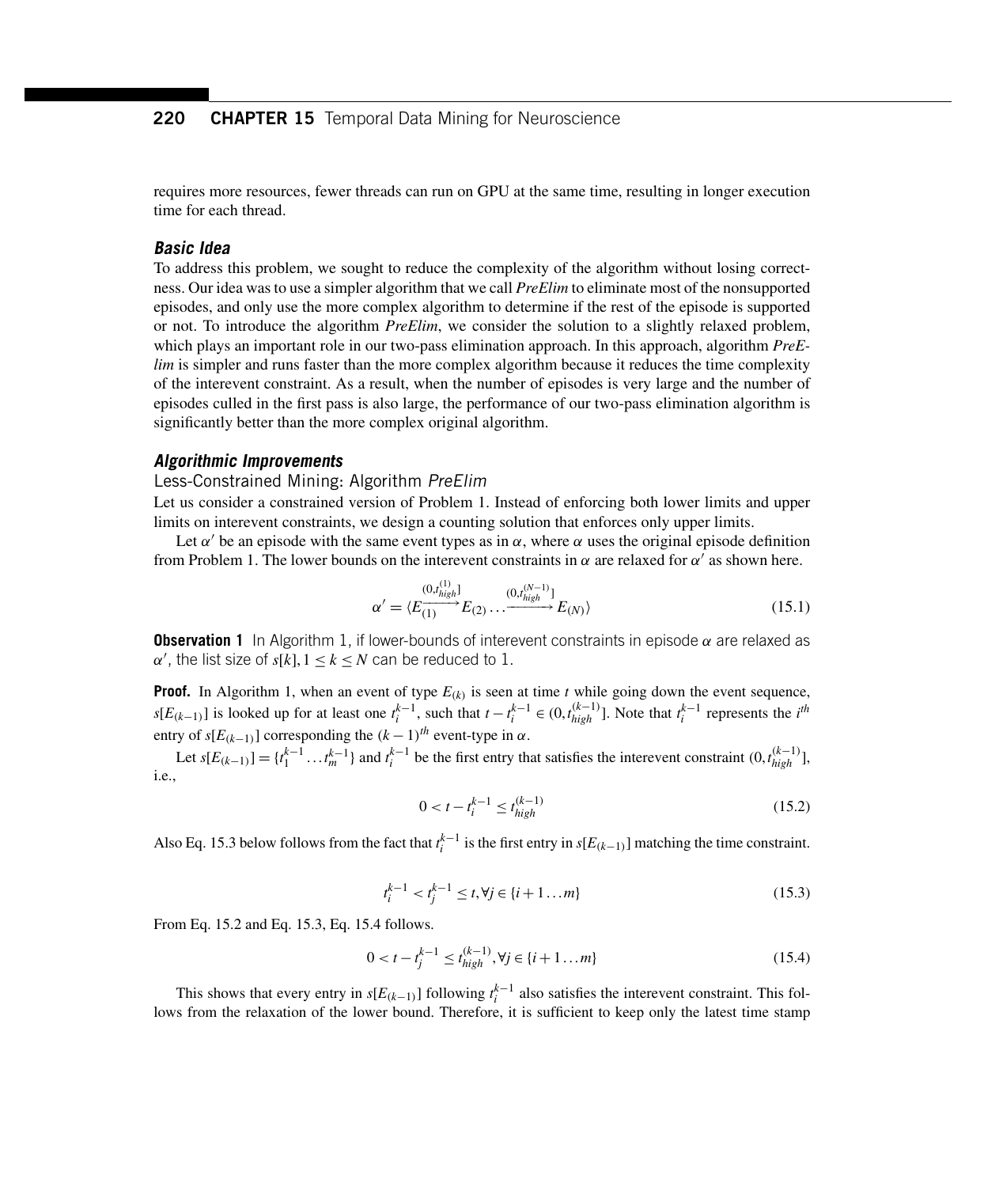requires more resources, fewer threads can run on GPU at the same time, resulting in longer execution time for each thread.

### *Basic Idea*

To address this problem, we sought to reduce the complexity of the algorithm without losing correctness. Our idea was to use a simpler algorithm that we call *PreElim* to eliminate most of the nonsupported episodes, and only use the more complex algorithm to determine if the rest of the episode is supported or not. To introduce the algorithm *PreElim*, we consider the solution to a slightly relaxed problem, which plays an important role in our two-pass elimination approach. In this approach, algorithm *PreElim* is simpler and runs faster than the more complex algorithm because it reduces the time complexity of the interevent constraint. As a result, when the number of episodes is very large and the number of episodes culled in the first pass is also large, the performance of our two-pass elimination algorithm is significantly better than the more complex original algorithm.

### *Algorithmic Improvements*

#### Less-Constrained Mining: Algorithm *PreElim*

Let us consider a constrained version of Problem 1. Instead of enforcing both lower limits and upper limits on interevent constraints, we design a counting solution that enforces only upper limits.

Let $\alpha'$ be an episode with the same event types as in $\alpha$, where $\alpha$ uses the original episode definition from Problem 1. The lower bounds on the interevent constraints in $\alpha$ are relaxed for $\alpha'$ as shown here.

$$\alpha' = \langle E_{(1)} \xrightarrow{(0, t_{high}^{(1)}]} E_{(2)} \ldots \xrightarrow{(0, t_{high}^{(N-1)}]} E_{(N)} \rangle \tag{15.1}$$

**Observation 1** In Algorithm 1, if lower-bounds of interevent constraints in episode $\alpha$ are relaxed as $\alpha'$, the list size of $s[k], 1 \leq k \leq N$ can be reduced to 1.

**Proof.** In Algorithm 1, when an event of type $E_{(k)}$ is seen at time $t$ while going down the event sequence, $s[E_{(k-1)}]$ is looked up for at least one $t_i^{k-1}$, such that $t - t_i^{k-1} \in (0, t_{high}^{(k-1)}]$. Note that $t_i^{k-1}$ represents the $i^{th}$ entry of $s[E_{(k-1)}]$ corresponding the $(k-1)^{th}$ event-type in $\alpha$.

Let $s[E_{(k-1)}] = \{t_1^{k-1} \ldots t_m^{k-1}\}$ and $t_i^{k-1}$ be the first entry that satisfies the interevent constraint $(0, t_{high}^{(k-1)}]$, i.e.,

$$0 < t - t_i^{k-1} \leq t_{high}^{(k-1)} \tag{15.2}$$

Also Eq. 15.3 below follows from the fact that $t_i^{k-1}$ is the first entry in $s[E_{(k-1)}]$ matching the time constraint.

$$t_i^{k-1} < t_j^{k-1} \leq t, \forall j \in \{i+1 \ldots m\} \tag{15.3}$$

From Eq. 15.2 and Eq. 15.3, Eq. 15.4 follows.

$$0 < t - t_j^{k-1} \leq t_{high}^{(k-1)}, \forall j \in \{i+1 \ldots m\} \tag{15.4}$$

This shows that every entry in $s[E_{(k-1)}]$ following $t_i^{k-1}$ also satisfies the interevent constraint. This follows from the relaxation of the lower bound. Therefore, it is sufficient to keep only the latest time stamp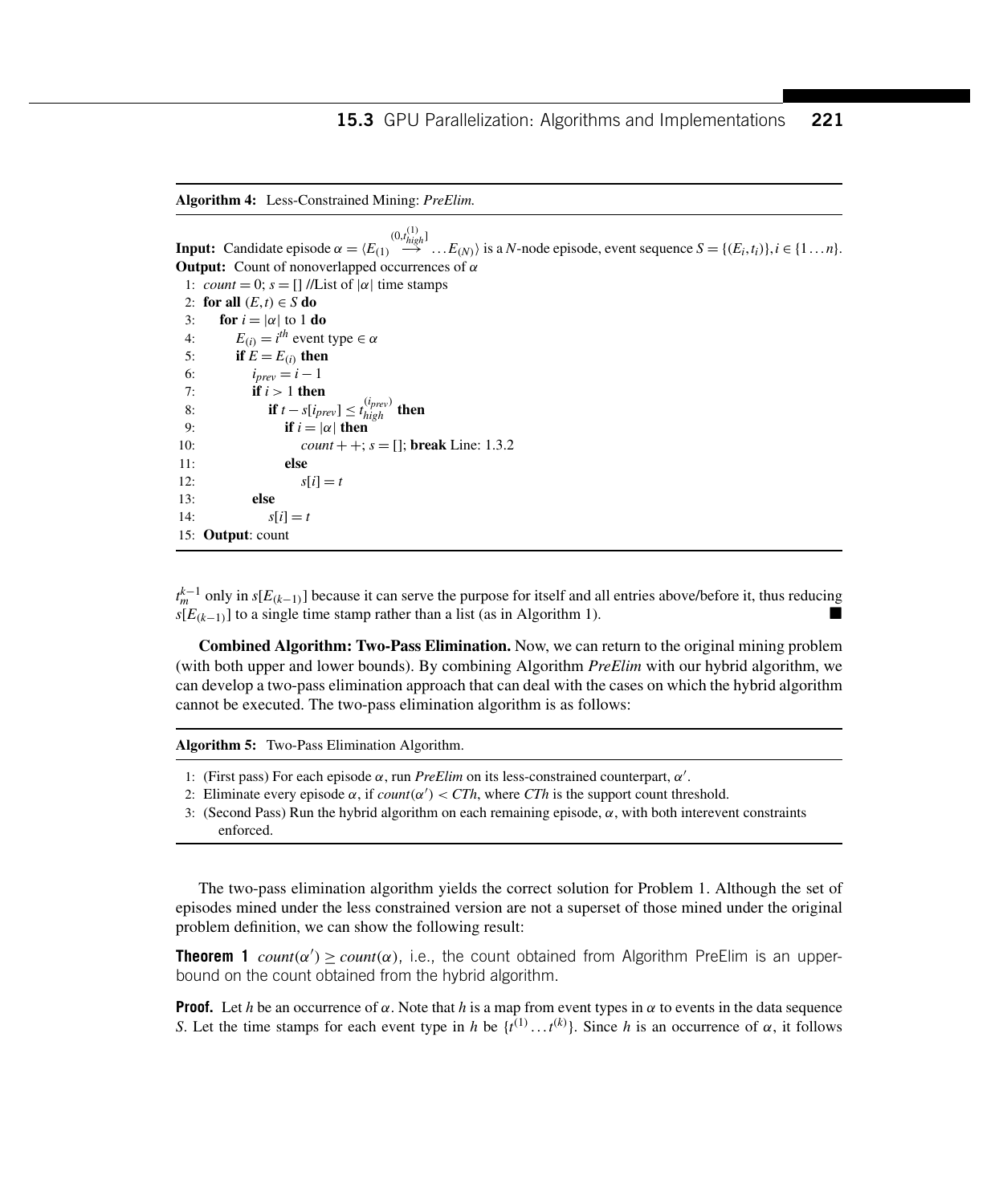**Algorithm 4:** Less-Constrained Mining: *PreElim.*

**Input:** Candidate episode $\alpha = \langle E_{(1)} \stackrel{(0,t_{high}^{(1)}]}{\longrightarrow} \ldots E_{(N)} \rangle$ is a $N$-node episode, event sequence $S = \{(E_i, t_i)\}, i \in \{1 \ldots n\}$.
**Output:** Count of nonoverlapped occurrences of $\alpha$

1: $count = 0$; $s = []$ //List of $|\alpha|$ time stamps
2: **for all** $(E, t) \in S$ **do**
3: &nbsp;&nbsp;&nbsp;&nbsp;**for** $i = |\alpha|$ to 1 **do**
4: &nbsp;&nbsp;&nbsp;&nbsp;&nbsp;&nbsp;&nbsp;&nbsp;$E_{(i)} = i^{th}$ event type $\in \alpha$
5: &nbsp;&nbsp;&nbsp;&nbsp;&nbsp;&nbsp;&nbsp;&nbsp;**if** $E = E_{(i)}$ **then**
6: &nbsp;&nbsp;&nbsp;&nbsp;&nbsp;&nbsp;&nbsp;&nbsp;&nbsp;&nbsp;&nbsp;&nbsp;$i_{prev} = i - 1$
7: &nbsp;&nbsp;&nbsp;&nbsp;&nbsp;&nbsp;&nbsp;&nbsp;&nbsp;&nbsp;&nbsp;&nbsp;**if** $i > 1$ **then**
8: &nbsp;&nbsp;&nbsp;&nbsp;&nbsp;&nbsp;&nbsp;&nbsp;&nbsp;&nbsp;&nbsp;&nbsp;&nbsp;&nbsp;&nbsp;&nbsp;**if** $t - s[i_{prev}] \leq t_{high}^{(i_{prev})}$ **then**
9: &nbsp;&nbsp;&nbsp;&nbsp;&nbsp;&nbsp;&nbsp;&nbsp;&nbsp;&nbsp;&nbsp;&nbsp;&nbsp;&nbsp;&nbsp;&nbsp;&nbsp;&nbsp;&nbsp;&nbsp;**if** $i = |\alpha|$ **then**
10: &nbsp;&nbsp;&nbsp;&nbsp;&nbsp;&nbsp;&nbsp;&nbsp;&nbsp;&nbsp;&nbsp;&nbsp;&nbsp;&nbsp;&nbsp;&nbsp;&nbsp;&nbsp;&nbsp;&nbsp;&nbsp;&nbsp;&nbsp;&nbsp;$count++$; $s = []$; **break** Line: 1.3.2
11: &nbsp;&nbsp;&nbsp;&nbsp;&nbsp;&nbsp;&nbsp;&nbsp;&nbsp;&nbsp;&nbsp;&nbsp;&nbsp;&nbsp;&nbsp;&nbsp;&nbsp;&nbsp;&nbsp;&nbsp;**else**
12: &nbsp;&nbsp;&nbsp;&nbsp;&nbsp;&nbsp;&nbsp;&nbsp;&nbsp;&nbsp;&nbsp;&nbsp;&nbsp;&nbsp;&nbsp;&nbsp;&nbsp;&nbsp;&nbsp;&nbsp;&nbsp;&nbsp;&nbsp;&nbsp;$s[i] = t$
13: &nbsp;&nbsp;&nbsp;&nbsp;&nbsp;&nbsp;&nbsp;&nbsp;&nbsp;&nbsp;&nbsp;&nbsp;**else**
14: &nbsp;&nbsp;&nbsp;&nbsp;&nbsp;&nbsp;&nbsp;&nbsp;&nbsp;&nbsp;&nbsp;&nbsp;&nbsp;&nbsp;&nbsp;&nbsp;$s[i] = t$
15: **Output**: count

$t_m^{k-1}$ only in $s[E_{(k-1)}]$ because it can serve the purpose for itself and all entries above/before it, thus reducing $s[E_{(k-1)}]$ to a single time stamp rather than a list (as in Algorithm 1). ■

**Combined Algorithm: Two-Pass Elimination.** Now, we can return to the original mining problem (with both upper and lower bounds). By combining Algorithm *PreElim* with our hybrid algorithm, we can develop a two-pass elimination approach that can deal with the cases on which the hybrid algorithm cannot be executed. The two-pass elimination algorithm is as follows:

**Algorithm 5:** Two-Pass Elimination Algorithm.

1: (First pass) For each episode $\alpha$, run *PreElim* on its less-constrained counterpart, $\alpha'$.
2: Eliminate every episode $\alpha$, if $count(\alpha') < CTh$, where $CTh$ is the support count threshold.
3: (Second Pass) Run the hybrid algorithm on each remaining episode, $\alpha$, with both interevent constraints enforced.

The two-pass elimination algorithm yields the correct solution for Problem 1. Although the set of episodes mined under the less constrained version are not a superset of those mined under the original problem definition, we can show the following result:

**Theorem 1** $count(\alpha') \geq count(\alpha)$, i.e., the count obtained from Algorithm PreElim is an upper-bound on the count obtained from the hybrid algorithm.

**Proof.** Let $h$ be an occurrence of $\alpha$. Note that $h$ is a map from event types in $\alpha$ to events in the data sequence $S$. Let the time stamps for each event type in $h$ be $\{t^{(1)} \ldots t^{(k)}\}$. Since $h$ is an occurrence of $\alpha$, it follows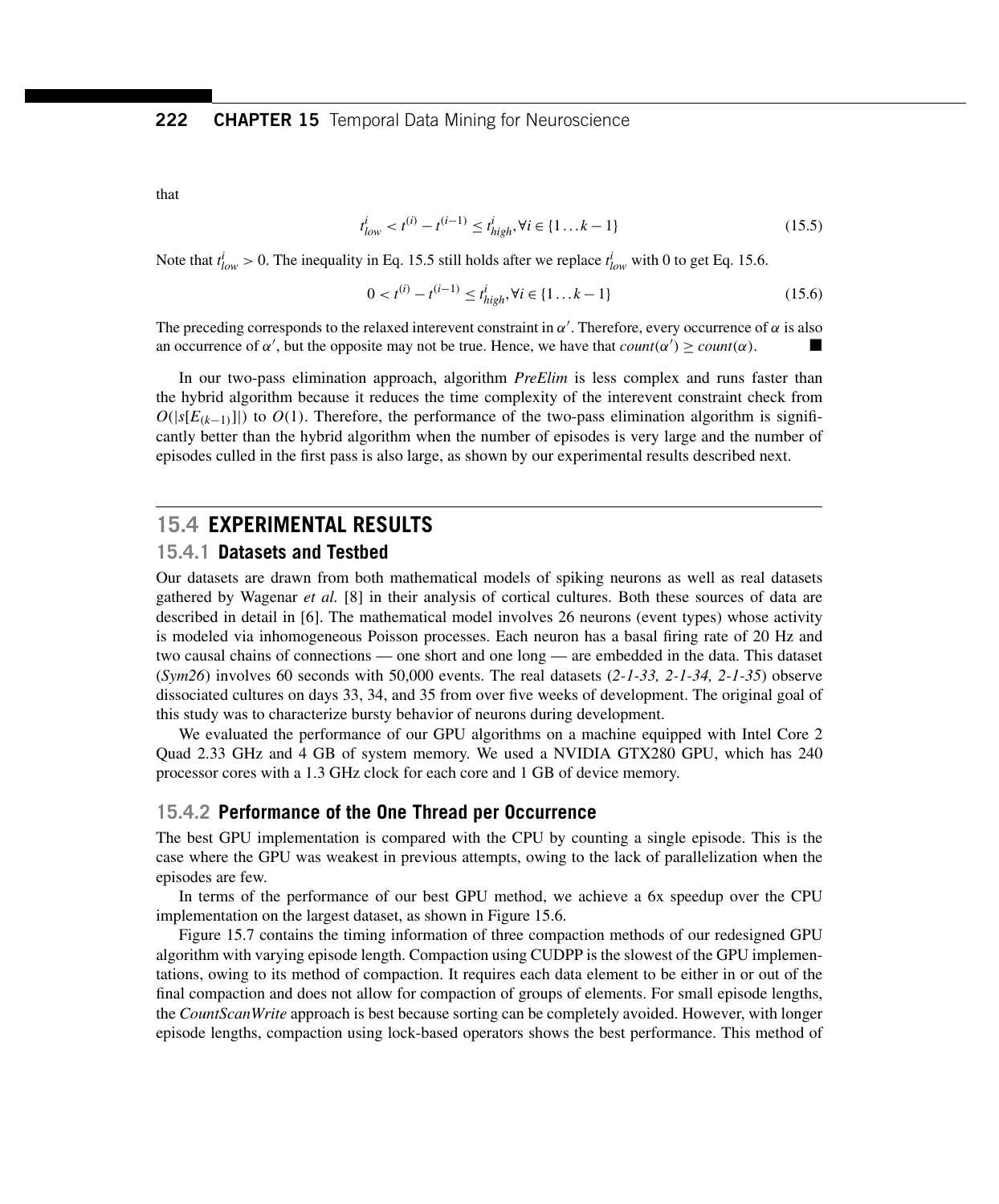that

$$t_{low}^{i} < t^{(i)} - t^{(i-1)} \leq t_{high}^{i}, \forall i \in \{1 \ldots k-1\} \tag{15.5}$$

Note that $t_{low}^{i} > 0$. The inequality in Eq. 15.5 still holds after we replace $t_{low}^{i}$ with 0 to get Eq. 15.6.

$$0 < t^{(i)} - t^{(i-1)} \leq t_{high}^{i}, \forall i \in \{1 \ldots k-1\} \tag{15.6}$$

The preceding corresponds to the relaxed interevent constraint in $\alpha'$. Therefore, every occurrence of $\alpha$ is also an occurrence of $\alpha'$, but the opposite may not be true. Hence, we have that $count(\alpha') \geq count(\alpha)$. ■

In our two-pass elimination approach, algorithm *PreElim* is less complex and runs faster than the hybrid algorithm because it reduces the time complexity of the interevent constraint check from $O(|s[E_{(k-1)}]|)$ to $O(1)$. Therefore, the performance of the two-pass elimination algorithm is significantly better than the hybrid algorithm when the number of episodes is very large and the number of episodes culled in the first pass is also large, as shown by our experimental results described next.

## 15.4 EXPERIMENTAL RESULTS

### 15.4.1 Datasets and Testbed

Our datasets are drawn from both mathematical models of spiking neurons as well as real datasets gathered by Wagenar *et al.* [8] in their analysis of cortical cultures. Both these sources of data are described in detail in [6]. The mathematical model involves 26 neurons (event types) whose activity is modeled via inhomogeneous Poisson processes. Each neuron has a basal firing rate of 20 Hz and two causal chains of connections — one short and one long — are embedded in the data. This dataset (*Sym26*) involves 60 seconds with 50,000 events. The real datasets (*2-1-33, 2-1-34, 2-1-35*) observe dissociated cultures on days 33, 34, and 35 from over five weeks of development. The original goal of this study was to characterize bursty behavior of neurons during development.

We evaluated the performance of our GPU algorithms on a machine equipped with Intel Core 2 Quad 2.33 GHz and 4 GB of system memory. We used a NVIDIA GTX280 GPU, which has 240 processor cores with a 1.3 GHz clock for each core and 1 GB of device memory.

### 15.4.2 Performance of the One Thread per Occurrence

The best GPU implementation is compared with the CPU by counting a single episode. This is the case where the GPU was weakest in previous attempts, owing to the lack of parallelization when the episodes are few.

In terms of the performance of our best GPU method, we achieve a 6x speedup over the CPU implementation on the largest dataset, as shown in Figure 15.6.

Figure 15.7 contains the timing information of three compaction methods of our redesigned GPU algorithm with varying episode length. Compaction using CUDPP is the slowest of the GPU implementations, owing to its method of compaction. It requires each data element to be either in or out of the final compaction and does not allow for compaction of groups of elements. For small episode lengths, the *CountScanWrite* approach is best because sorting can be completely avoided. However, with longer episode lengths, compaction using lock-based operators shows the best performance. This method of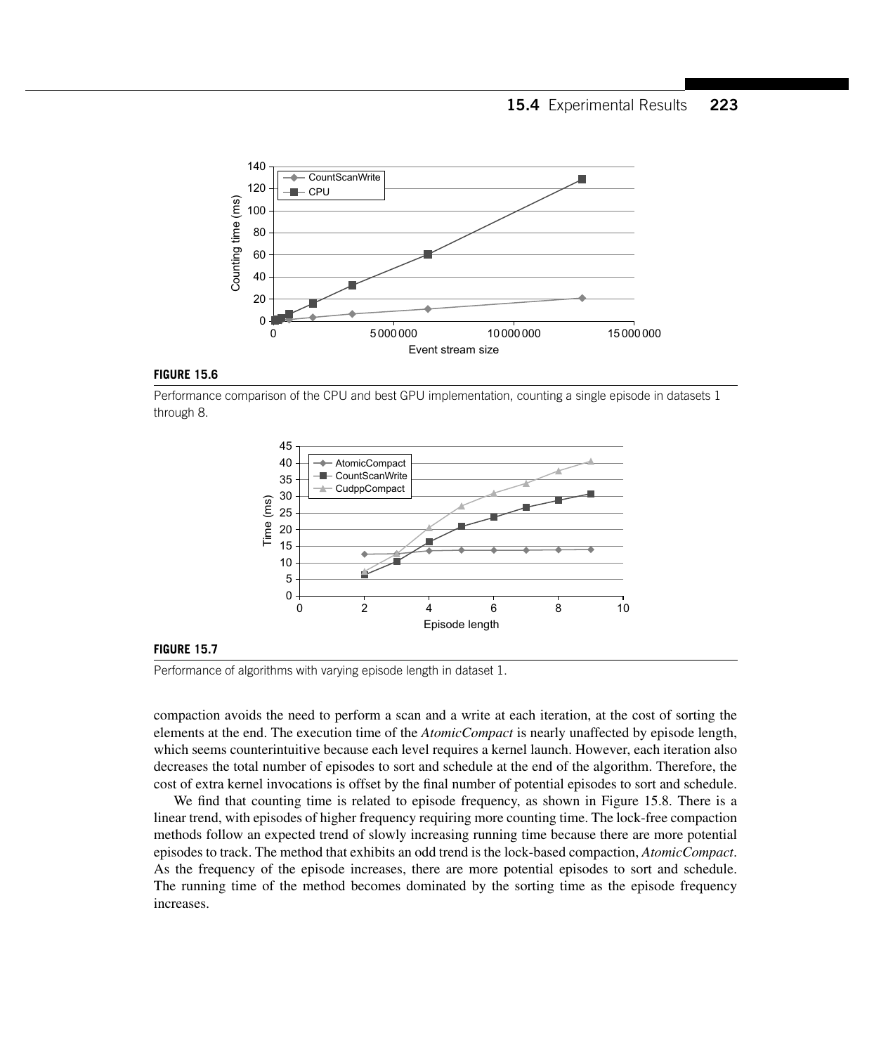**FIGURE 15.6**

Performance comparison of the CPU and best GPU implementation, counting a single episode in datasets 1 through 8.

**FIGURE 15.7**

Performance of algorithms with varying episode length in dataset 1.

compaction avoids the need to perform a scan and a write at each iteration, at the cost of sorting the elements at the end. The execution time of the *AtomicCompact* is nearly unaffected by episode length, which seems counterintuitive because each level requires a kernel launch. However, each iteration also decreases the total number of episodes to sort and schedule at the end of the algorithm. Therefore, the cost of extra kernel invocations is offset by the final number of potential episodes to sort and schedule.

We find that counting time is related to episode frequency, as shown in Figure 15.8. There is a linear trend, with episodes of higher frequency requiring more counting time. The lock-free compaction methods follow an expected trend of slowly increasing running time because there are more potential episodes to track. The method that exhibits an odd trend is the lock-based compaction, *AtomicCompact*. As the frequency of the episode increases, there are more potential episodes to sort and schedule. The running time of the method becomes dominated by the sorting time as the episode frequency increases.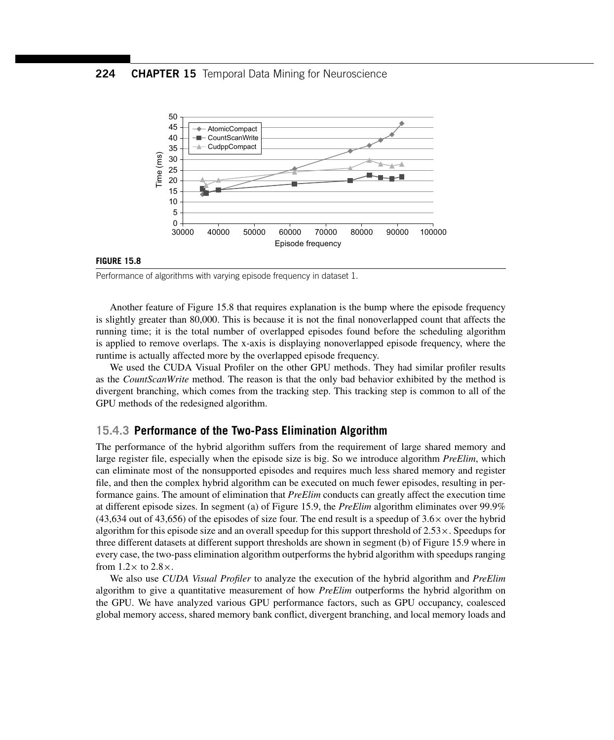**FIGURE 15.8**

Performance of algorithms with varying episode frequency in dataset 1.

Another feature of Figure 15.8 that requires explanation is the bump where the episode frequency is slightly greater than 80,000. This is because it is not the final nonoverlapped count that affects the running time; it is the total number of overlapped episodes found before the scheduling algorithm is applied to remove overlaps. The x-axis is displaying nonoverlapped episode frequency, where the runtime is actually affected more by the overlapped episode frequency.

We used the CUDA Visual Profiler on the other GPU methods. They had similar profiler results as the *CountScanWrite* method. The reason is that the only bad behavior exhibited by the method is divergent branching, which comes from the tracking step. This tracking step is common to all of the GPU methods of the redesigned algorithm.

### 15.4.3 Performance of the Two-Pass Elimination Algorithm

The performance of the hybrid algorithm suffers from the requirement of large shared memory and large register file, especially when the episode size is big. So we introduce algorithm *PreElim*, which can eliminate most of the nonsupported episodes and requires much less shared memory and register file, and then the complex hybrid algorithm can be executed on much fewer episodes, resulting in performance gains. The amount of elimination that *PreElim* conducts can greatly affect the execution time at different episode sizes. In segment (a) of Figure 15.9, the *PreElim* algorithm eliminates over 99.9% (43,634 out of 43,656) of the episodes of size four. The end result is a speedup of 3.6× over the hybrid algorithm for this episode size and an overall speedup for this support threshold of 2.53×. Speedups for three different datasets at different support thresholds are shown in segment (b) of Figure 15.9 where in every case, the two-pass elimination algorithm outperforms the hybrid algorithm with speedups ranging from 1.2× to 2.8×.

We also use *CUDA Visual Profiler* to analyze the execution of the hybrid algorithm and *PreElim* algorithm to give a quantitative measurement of how *PreElim* outperforms the hybrid algorithm on the GPU. We have analyzed various GPU performance factors, such as GPU occupancy, coalesced global memory access, shared memory bank conflict, divergent branching, and local memory loads and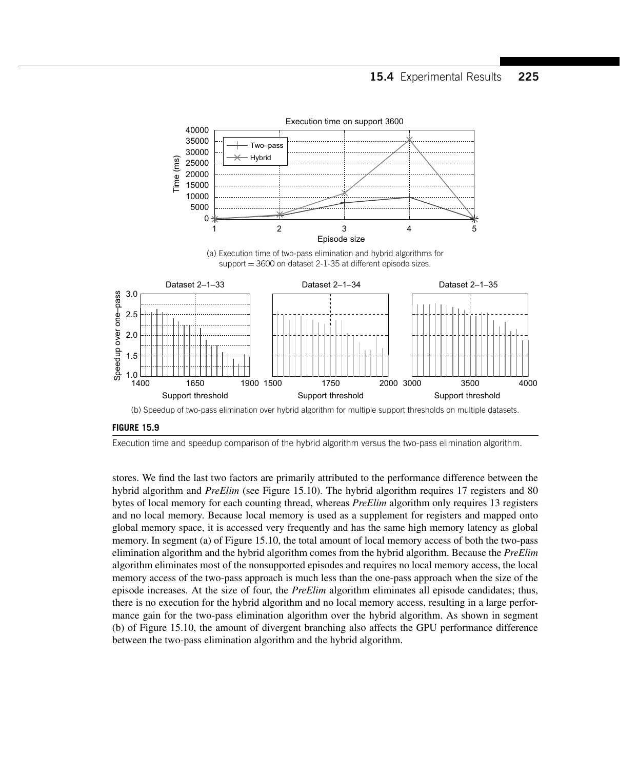(a) Execution time of two-pass elimination and hybrid algorithms for support = 3600 on dataset 2-1-35 at different episode sizes.

(b) Speedup of two-pass elimination over hybrid algorithm for multiple support thresholds on multiple datasets.

**FIGURE 15.9**

Execution time and speedup comparison of the hybrid algorithm versus the two-pass elimination algorithm.

stores. We find the last two factors are primarily attributed to the performance difference between the hybrid algorithm and *PreElim* (see Figure 15.10). The hybrid algorithm requires 17 registers and 80 bytes of local memory for each counting thread, whereas *PreElim* algorithm only requires 13 registers and no local memory. Because local memory is used as a supplement for registers and mapped onto global memory space, it is accessed very frequently and has the same high memory latency as global memory. In segment (a) of Figure 15.10, the total amount of local memory access of both the two-pass elimination algorithm and the hybrid algorithm comes from the hybrid algorithm. Because the *PreElim* algorithm eliminates most of the nonsupported episodes and requires no local memory access, the local memory access of the two-pass approach is much less than the one-pass approach when the size of the episode increases. At the size of four, the *PreElim* algorithm eliminates all episode candidates; thus, there is no execution for the hybrid algorithm and no local memory access, resulting in a large performance gain for the two-pass elimination algorithm over the hybrid algorithm. As shown in segment (b) of Figure 15.10, the amount of divergent branching also affects the GPU performance difference between the two-pass elimination algorithm and the hybrid algorithm.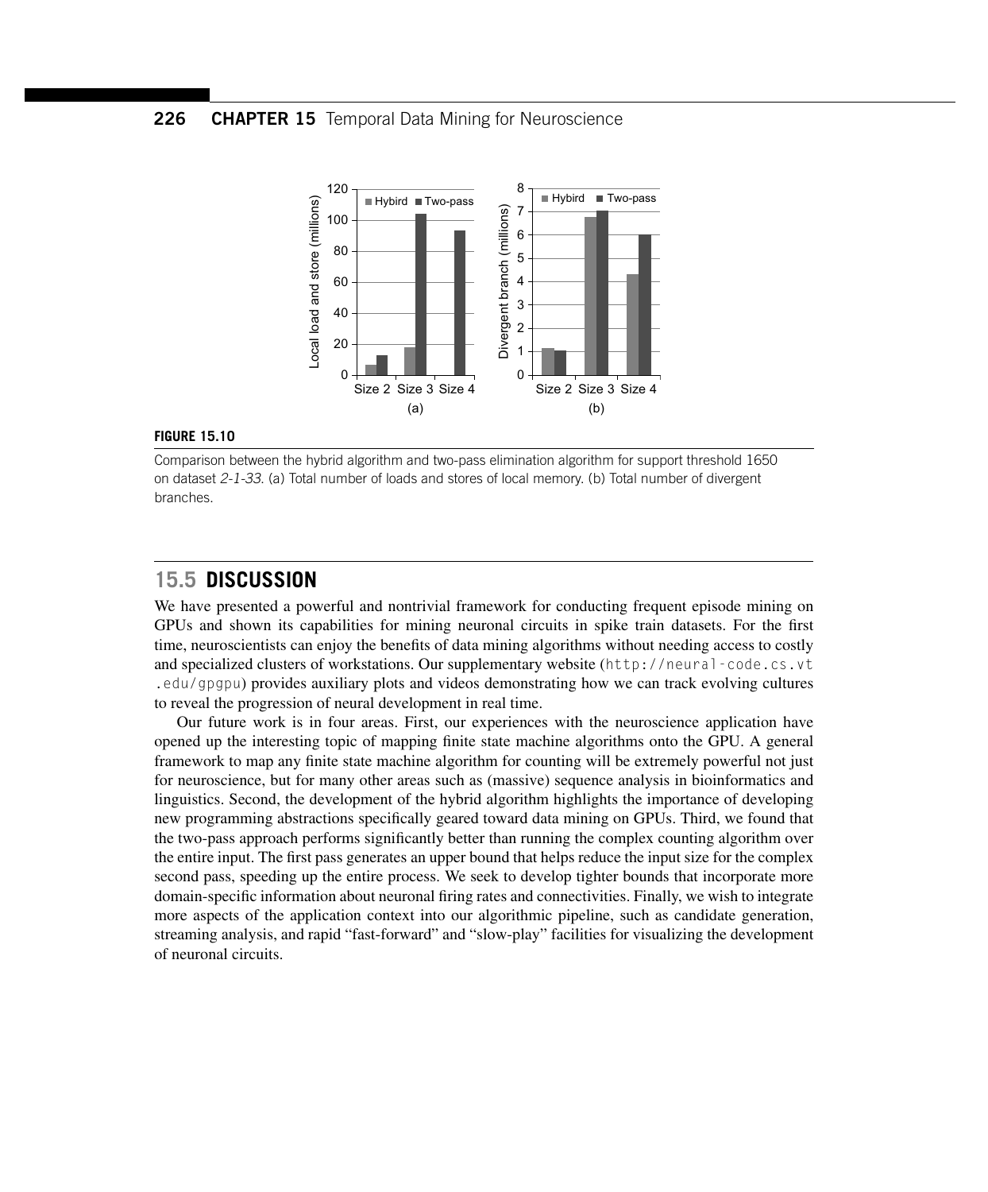120
100
80
60
40
20
0
Local load and store (millions)
Hybird
Two-pass
Size 2 Size 3 Size 4
(a)

8
7
6
5
4
3
2
1
0
Divergent branch (millions)
Hybird
Two-pass
Size 2 Size 3 Size 4
(b)

**FIGURE 15.10**

Comparison between the hybrid algorithm and two-pass elimination algorithm for support threshold 1650 on dataset *2-1-33*. (a) Total number of loads and stores of local memory. (b) Total number of divergent branches.

## 15.5 DISCUSSION

We have presented a powerful and nontrivial framework for conducting frequent episode mining on GPUs and shown its capabilities for mining neuronal circuits in spike train datasets. For the first time, neuroscientists can enjoy the benefits of data mining algorithms without needing access to costly and specialized clusters of workstations. Our supplementary website (http://neural-code.cs.vt.edu/gpgpu) provides auxiliary plots and videos demonstrating how we can track evolving cultures to reveal the progression of neural development in real time.

Our future work is in four areas. First, our experiences with the neuroscience application have opened up the interesting topic of mapping finite state machine algorithms onto the GPU. A general framework to map any finite state machine algorithm for counting will be extremely powerful not just for neuroscience, but for many other areas such as (massive) sequence analysis in bioinformatics and linguistics. Second, the development of the hybrid algorithm highlights the importance of developing new programming abstractions specifically geared toward data mining on GPUs. Third, we found that the two-pass approach performs significantly better than running the complex counting algorithm over the entire input. The first pass generates an upper bound that helps reduce the input size for the complex second pass, speeding up the entire process. We seek to develop tighter bounds that incorporate more domain-specific information about neuronal firing rates and connectivities. Finally, we wish to integrate more aspects of the application context into our algorithmic pipeline, such as candidate generation, streaming analysis, and rapid "fast-forward" and "slow-play" facilities for visualizing the development of neuronal circuits.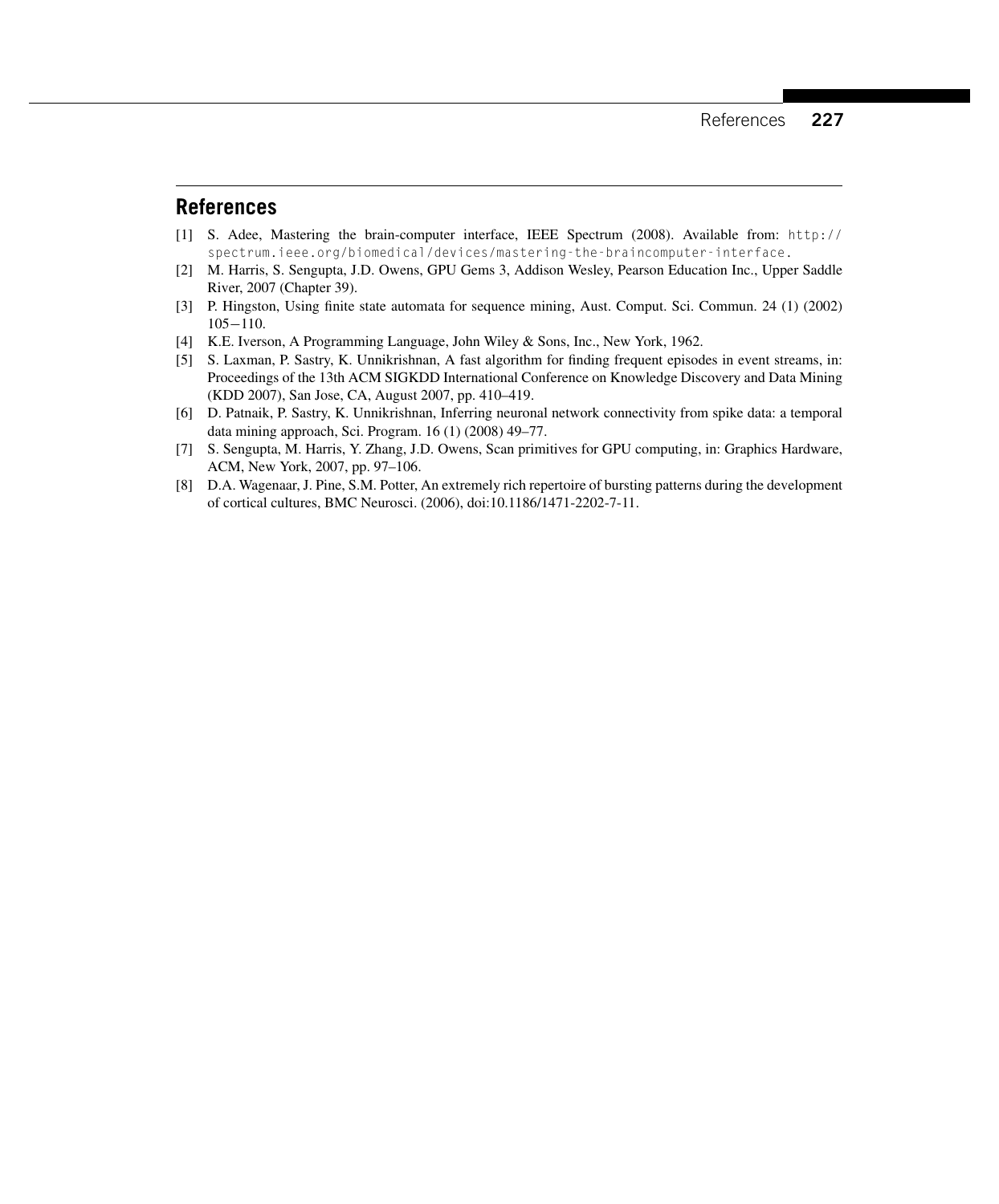## References

[1] S. Adee, Mastering the brain-computer interface, IEEE Spectrum (2008). Available from: http://spectrum.ieee.org/biomedical/devices/mastering-the-braincomputer-interface.

[2] M. Harris, S. Sengupta, J.D. Owens, GPU Gems 3, Addison Wesley, Pearson Education Inc., Upper Saddle River, 2007 (Chapter 39).

[3] P. Hingston, Using finite state automata for sequence mining, Aust. Comput. Sci. Commun. 24 (1) (2002) 105−110.

[4] K.E. Iverson, A Programming Language, John Wiley & Sons, Inc., New York, 1962.

[5] S. Laxman, P. Sastry, K. Unnikrishnan, A fast algorithm for finding frequent episodes in event streams, in: Proceedings of the 13th ACM SIGKDD International Conference on Knowledge Discovery and Data Mining (KDD 2007), San Jose, CA, August 2007, pp. 410–419.

[6] D. Patnaik, P. Sastry, K. Unnikrishnan, Inferring neuronal network connectivity from spike data: a temporal data mining approach, Sci. Program. 16 (1) (2008) 49–77.

[7] S. Sengupta, M. Harris, Y. Zhang, J.D. Owens, Scan primitives for GPU computing, in: Graphics Hardware, ACM, New York, 2007, pp. 97–106.

[8] D.A. Wagenaar, J. Pine, S.M. Potter, An extremely rich repertoire of bursting patterns during the development of cortical cultures, BMC Neurosci. (2006), doi:10.1186/1471-2202-7-11.